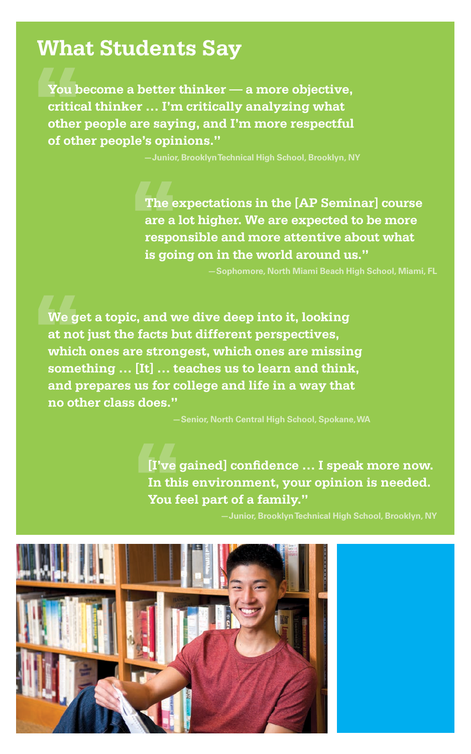# What Students Say

> "You become a better thinker — a more objective, critical thinker … I'm critically analyzing what other people are saying, and I'm more respectful of other people's opinions."
>
> —Junior, Brooklyn Technical High School, Brooklyn, NY

> "The expectations in the [AP Seminar] course are a lot higher. We are expected to be more responsible and more attentive about what is going on in the world around us."
>
> —Sophomore, North Miami Beach High School, Miami, FL

> "We get a topic, and we dive deep into it, looking at not just the facts but different perspectives, which ones are strongest, which ones are missing something … [It] … teaches us to learn and think, and prepares us for college and life in a way that no other class does."
>
> —Senior, North Central High School, Spokane, WA

> "[I've gained] confidence … I speak more now. In this environment, your opinion is needed. You feel part of a family."
>
> —Junior, Brooklyn Technical High School, Brooklyn, NY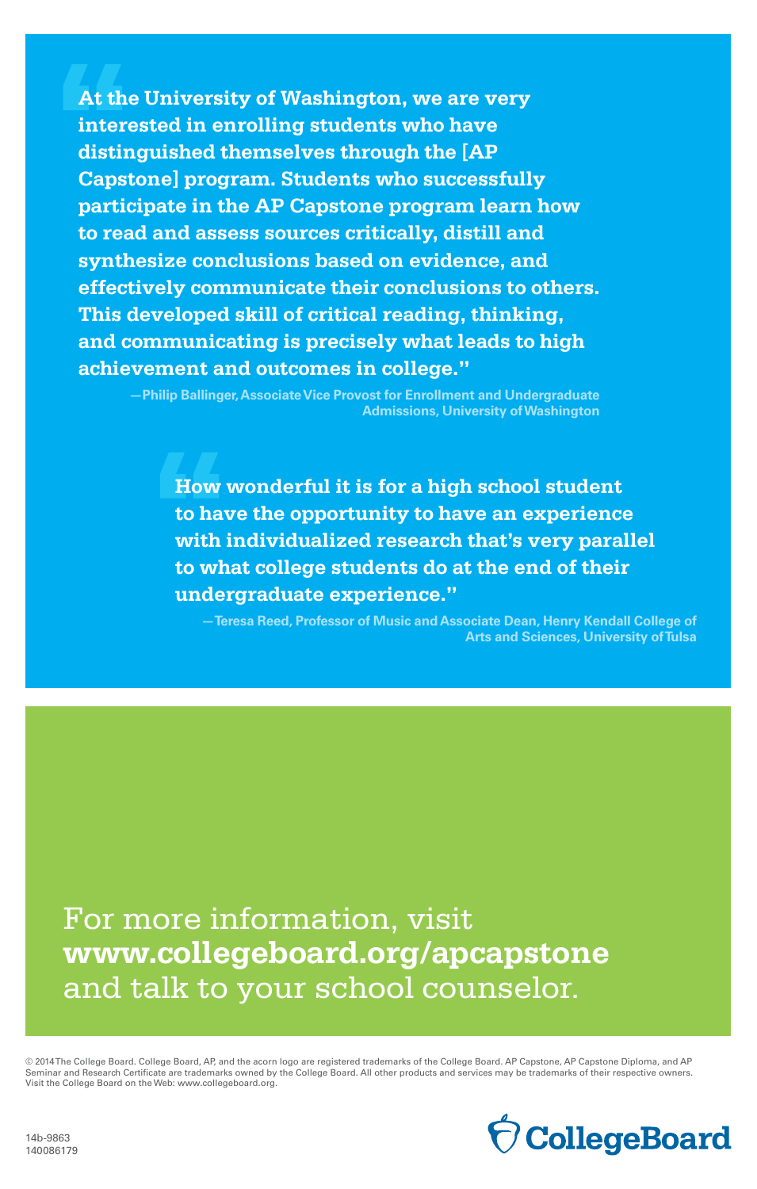> **"At the University of Washington, we are very interested in enrolling students who have distinguished themselves through the [AP Capstone] program. Students who successfully participate in the AP Capstone program learn how to read and assess sources critically, distill and synthesize conclusions based on evidence, and effectively communicate their conclusions to others. This developed skill of critical reading, thinking, and communicating is precisely what leads to high achievement and outcomes in college."**
>
> —Philip Ballinger, Associate Vice Provost for Enrollment and Undergraduate Admissions, University of Washington

> **"How wonderful it is for a high school student to have the opportunity to have an experience with individualized research that's very parallel to what college students do at the end of their undergraduate experience."**
>
> —Teresa Reed, Professor of Music and Associate Dean, Henry Kendall College of Arts and Sciences, University of Tulsa

For more information, visit **www.collegeboard.org/apcapstone** and talk to your school counselor.

© 2014 The College Board. College Board, AP, and the acorn logo are registered trademarks of the College Board. AP Capstone, AP Capstone Diploma, and AP Seminar and Research Certificate are trademarks owned by the College Board. All other products and services may be trademarks of their respective owners. Visit the College Board on the Web: www.collegeboard.org.

14b-9863
140086179

CollegeBoard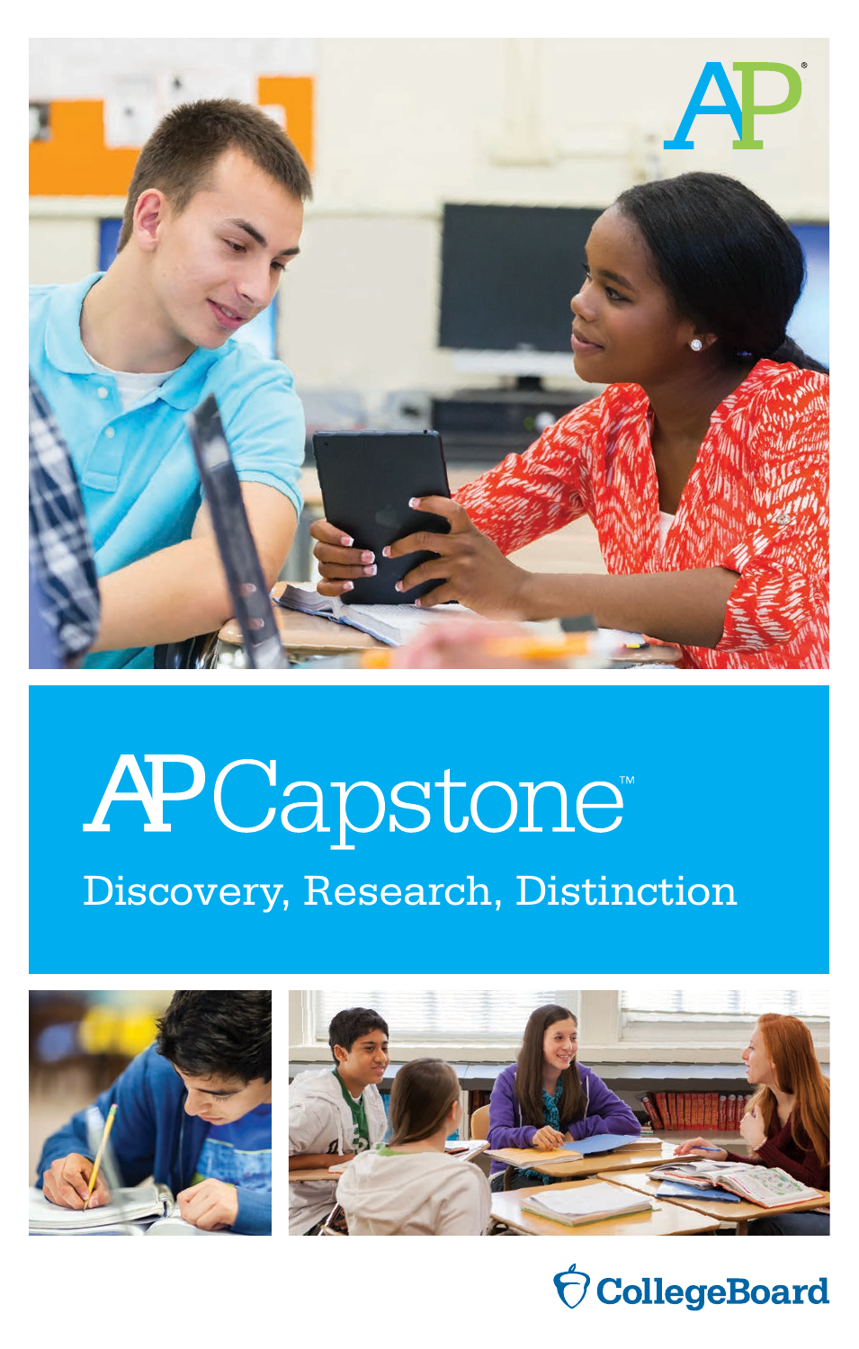# AP Capstone™

Discovery, Research, Distinction

CollegeBoard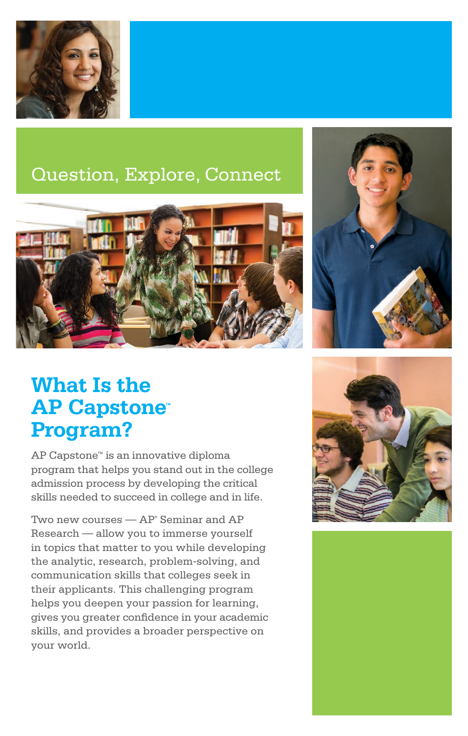Question, Explore, Connect

## What Is the AP Capstone™ Program?

AP Capstone™ is an innovative diploma program that helps you stand out in the college admission process by developing the critical skills needed to succeed in college and in life.

Two new courses — AP® Seminar and AP Research — allow you to immerse yourself in topics that matter to you while developing the analytic, research, problem-solving, and communication skills that colleges seek in their applicants. This challenging program helps you deepen your passion for learning, gives you greater confidence in your academic skills, and provides a broader perspective on your world.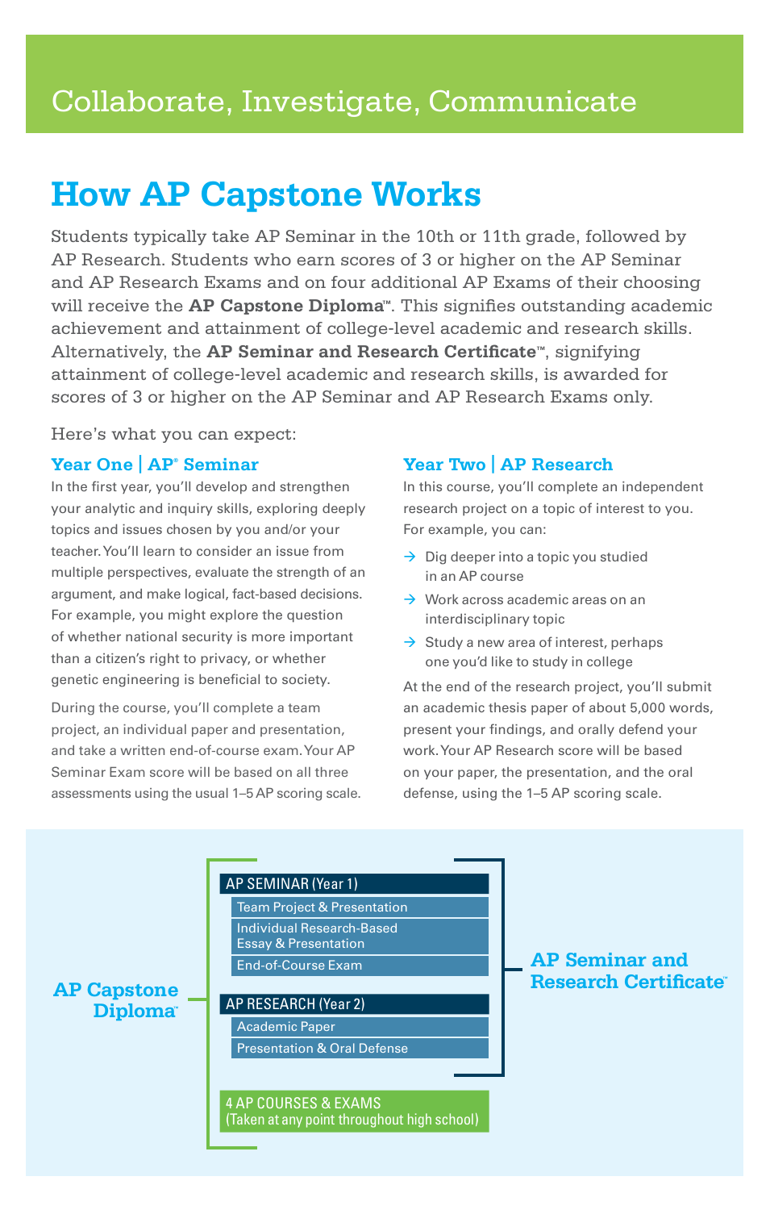# Collaborate, Investigate, Communicate

## How AP Capstone Works

Students typically take AP Seminar in the 10th or 11th grade, followed by AP Research. Students who earn scores of 3 or higher on the AP Seminar and AP Research Exams and on four additional AP Exams of their choosing will receive the **AP Capstone Diploma™**. This signifies outstanding academic achievement and attainment of college-level academic and research skills. Alternatively, the **AP Seminar and Research Certificate™**, signifying attainment of college-level academic and research skills, is awarded for scores of 3 or higher on the AP Seminar and AP Research Exams only.

Here's what you can expect:

### Year One | AP® Seminar

In the first year, you'll develop and strengthen your analytic and inquiry skills, exploring deeply topics and issues chosen by you and/or your teacher. You'll learn to consider an issue from multiple perspectives, evaluate the strength of an argument, and make logical, fact-based decisions. For example, you might explore the question of whether national security is more important than a citizen's right to privacy, or whether genetic engineering is beneficial to society.

During the course, you'll complete a team project, an individual paper and presentation, and take a written end-of-course exam. Your AP Seminar Exam score will be based on all three assessments using the usual 1–5 AP scoring scale.

### Year Two | AP Research

In this course, you'll complete an independent research project on a topic of interest to you. For example, you can:

- → Dig deeper into a topic you studied in an AP course
- → Work across academic areas on an interdisciplinary topic
- → Study a new area of interest, perhaps one you'd like to study in college

At the end of the research project, you'll submit an academic thesis paper of about 5,000 words, present your findings, and orally defend your work. Your AP Research score will be based on your paper, the presentation, and the oral defense, using the 1–5 AP scoring scale.

**AP Capstone Diploma™**

- **AP SEMINAR (Year 1)**
  - Team Project & Presentation
  - Individual Research-Based Essay & Presentation
  - End-of-Course Exam
- **AP RESEARCH (Year 2)**
  - Academic Paper
  - Presentation & Oral Defense
- **4 AP COURSES & EXAMS** (Taken at any point throughout high school)

**AP Seminar and Research Certificate™** (AP Seminar (Year 1) and AP Research (Year 2))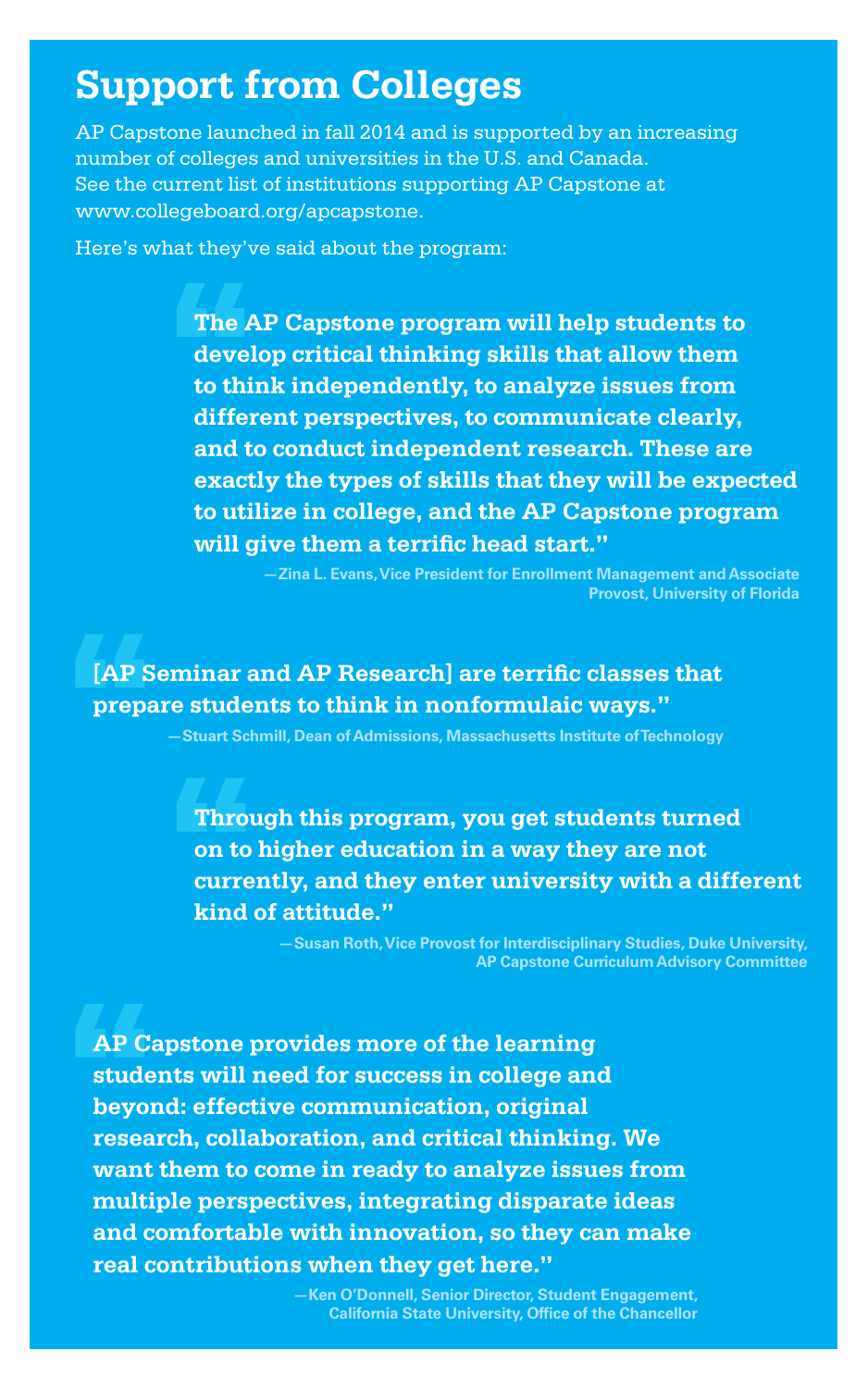# Support from Colleges

AP Capstone launched in fall 2014 and is supported by an increasing number of colleges and universities in the U.S. and Canada. See the current list of institutions supporting AP Capstone at www.collegeboard.org/apcapstone.

Here's what they've said about the program:

> **"The AP Capstone program will help students to develop critical thinking skills that allow them to think independently, to analyze issues from different perspectives, to communicate clearly, and to conduct independent research. These are exactly the types of skills that they will be expected to utilize in college, and the AP Capstone program will give them a terrific head start."**
>
> —Zina L. Evans, Vice President for Enrollment Management and Associate Provost, University of Florida

> **"[AP Seminar and AP Research] are terrific classes that prepare students to think in nonformulaic ways."**
>
> —Stuart Schmill, Dean of Admissions, Massachusetts Institute of Technology

> **"Through this program, you get students turned on to higher education in a way they are not currently, and they enter university with a different kind of attitude."**
>
> —Susan Roth, Vice Provost for Interdisciplinary Studies, Duke University, AP Capstone Curriculum Advisory Committee

> **"AP Capstone provides more of the learning students will need for success in college and beyond: effective communication, original research, collaboration, and critical thinking. We want them to come in ready to analyze issues from multiple perspectives, integrating disparate ideas and comfortable with innovation, so they can make real contributions when they get here."**
>
> —Ken O'Donnell, Senior Director, Student Engagement, California State University, Office of the Chancellor